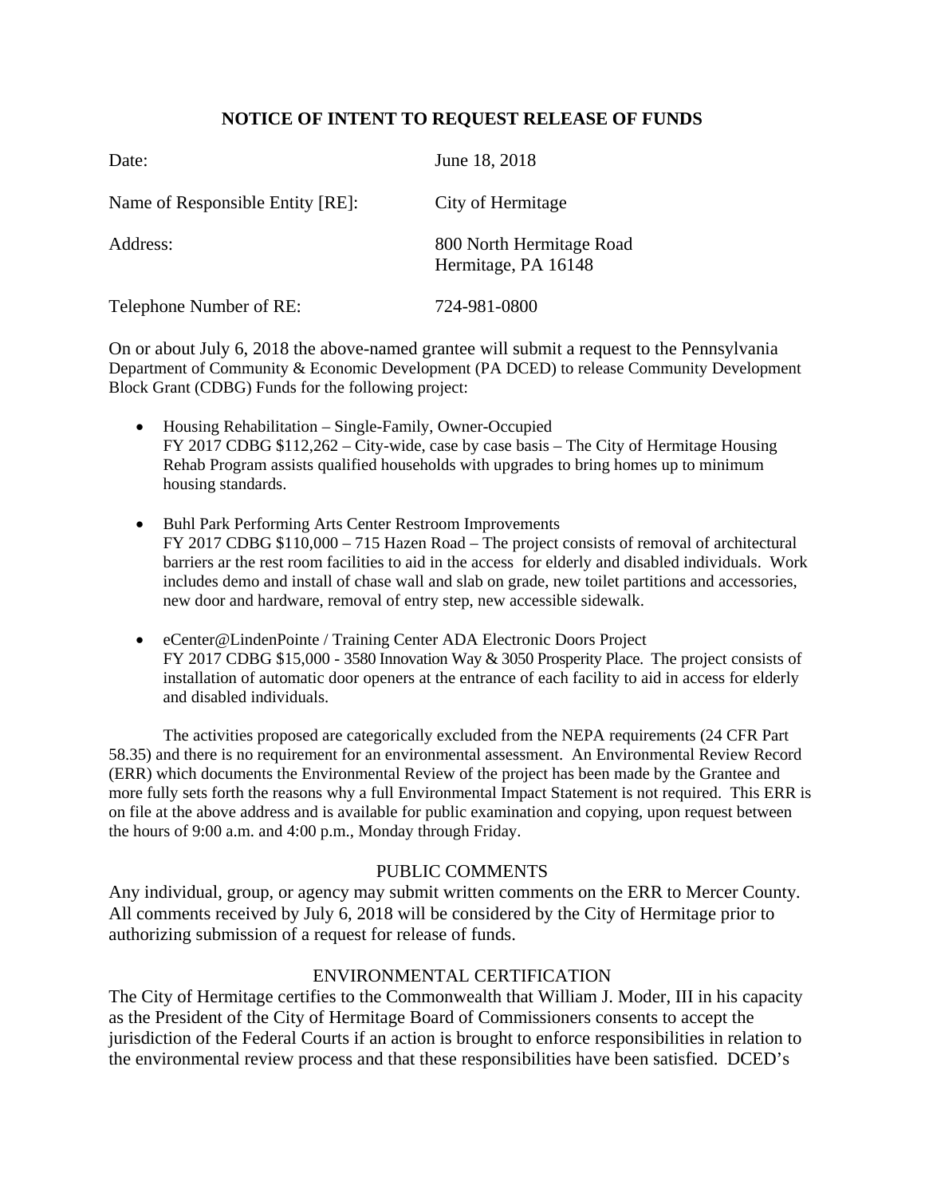# NOTICE OF INTENT TO REQUEST RELEASE OF FUNDS

| | |
|---|---|
| Date: | June 18, 2018 |
| Name of Responsible Entity [RE]: | City of Hermitage |
| Address: | 800 North Hermitage Road<br>Hermitage, PA 16148 |
| Telephone Number of RE: | 724-981-0800 |

On or about July 6, 2018 the above-named grantee will submit a request to the Pennsylvania Department of Community & Economic Development (PA DCED) to release Community Development Block Grant (CDBG) Funds for the following project:

- Housing Rehabilitation – Single-Family, Owner-Occupied
  FY 2017 CDBG $112,262 – City-wide, case by case basis – The City of Hermitage Housing Rehab Program assists qualified households with upgrades to bring homes up to minimum housing standards.

- Buhl Park Performing Arts Center Restroom Improvements
  FY 2017 CDBG $110,000 – 715 Hazen Road – The project consists of removal of architectural barriers ar the rest room facilities to aid in the access for elderly and disabled individuals. Work includes demo and install of chase wall and slab on grade, new toilet partitions and accessories, new door and hardware, removal of entry step, new accessible sidewalk.

- eCenter@LindenPointe / Training Center ADA Electronic Doors Project
  FY 2017 CDBG $15,000 - 3580 Innovation Way & 3050 Prosperity Place. The project consists of installation of automatic door openers at the entrance of each facility to aid in access for elderly and disabled individuals.

The activities proposed are categorically excluded from the NEPA requirements (24 CFR Part 58.35) and there is no requirement for an environmental assessment. An Environmental Review Record (ERR) which documents the Environmental Review of the project has been made by the Grantee and more fully sets forth the reasons why a full Environmental Impact Statement is not required. This ERR is on file at the above address and is available for public examination and copying, upon request between the hours of 9:00 a.m. and 4:00 p.m., Monday through Friday.

## PUBLIC COMMENTS

Any individual, group, or agency may submit written comments on the ERR to Mercer County. All comments received by July 6, 2018 will be considered by the City of Hermitage prior to authorizing submission of a request for release of funds.

## ENVIRONMENTAL CERTIFICATION

The City of Hermitage certifies to the Commonwealth that William J. Moder, III in his capacity as the President of the City of Hermitage Board of Commissioners consents to accept the jurisdiction of the Federal Courts if an action is brought to enforce responsibilities in relation to the environmental review process and that these responsibilities have been satisfied. DCED's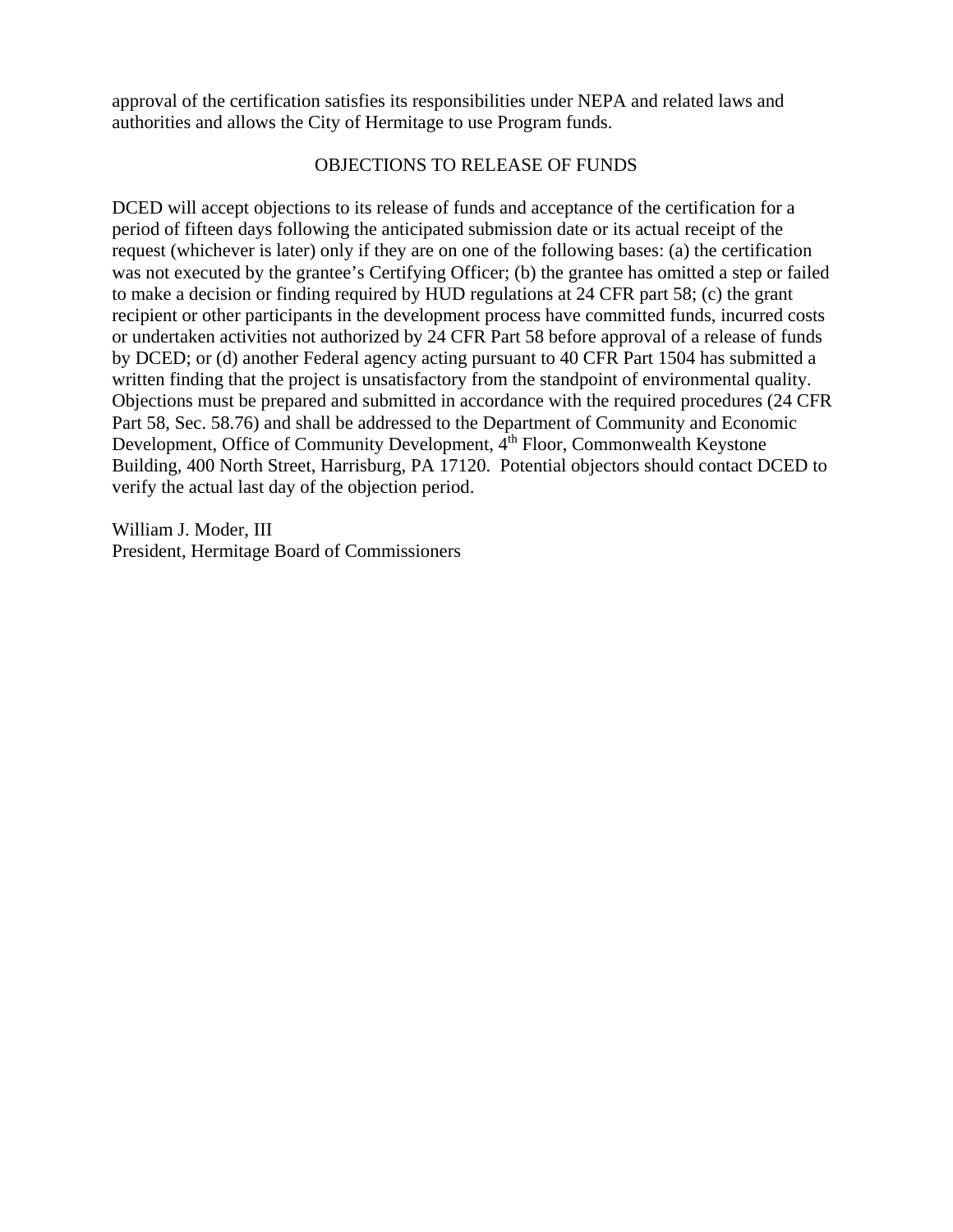approval of the certification satisfies its responsibilities under NEPA and related laws and authorities and allows the City of Hermitage to use Program funds.

## OBJECTIONS TO RELEASE OF FUNDS

DCED will accept objections to its release of funds and acceptance of the certification for a period of fifteen days following the anticipated submission date or its actual receipt of the request (whichever is later) only if they are on one of the following bases: (a) the certification was not executed by the grantee's Certifying Officer; (b) the grantee has omitted a step or failed to make a decision or finding required by HUD regulations at 24 CFR part 58; (c) the grant recipient or other participants in the development process have committed funds, incurred costs or undertaken activities not authorized by 24 CFR Part 58 before approval of a release of funds by DCED; or (d) another Federal agency acting pursuant to 40 CFR Part 1504 has submitted a written finding that the project is unsatisfactory from the standpoint of environmental quality. Objections must be prepared and submitted in accordance with the required procedures (24 CFR Part 58, Sec. 58.76) and shall be addressed to the Department of Community and Economic Development, Office of Community Development, 4th Floor, Commonwealth Keystone Building, 400 North Street, Harrisburg, PA 17120. Potential objectors should contact DCED to verify the actual last day of the objection period.

William J. Moder, III
President, Hermitage Board of Commissioners